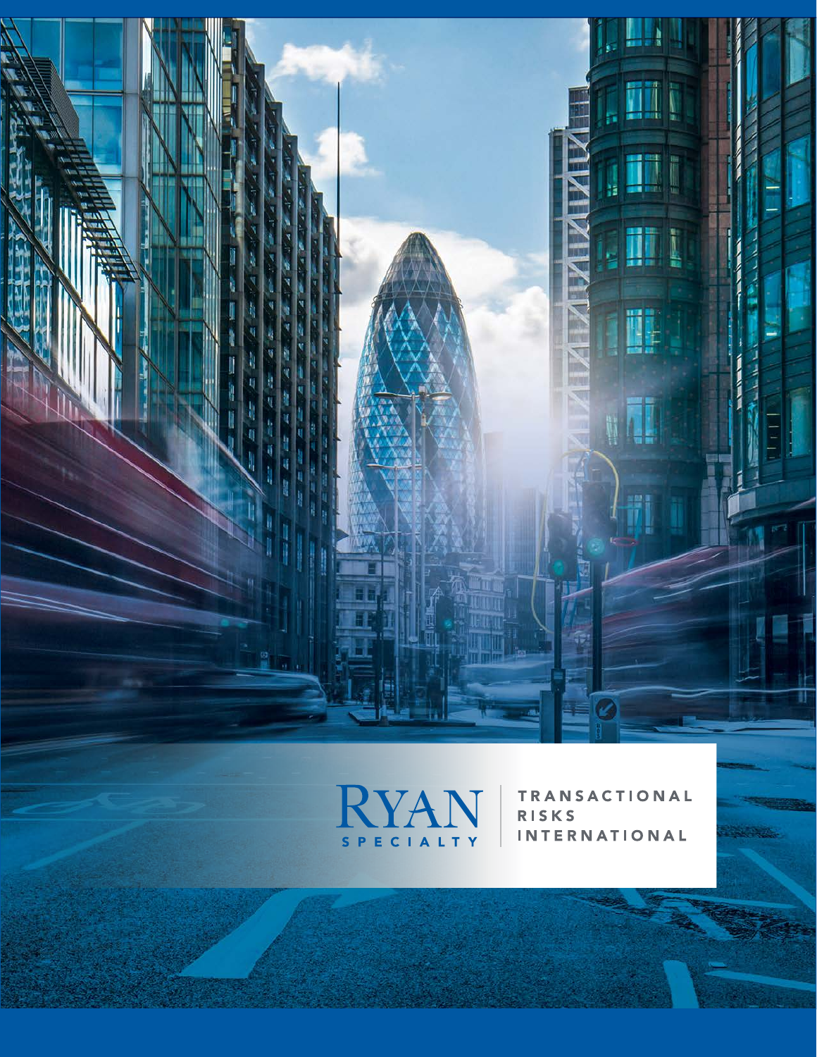RYAN SPECIALTY

TRANSACTIONAL RISKS INTERNATIONAL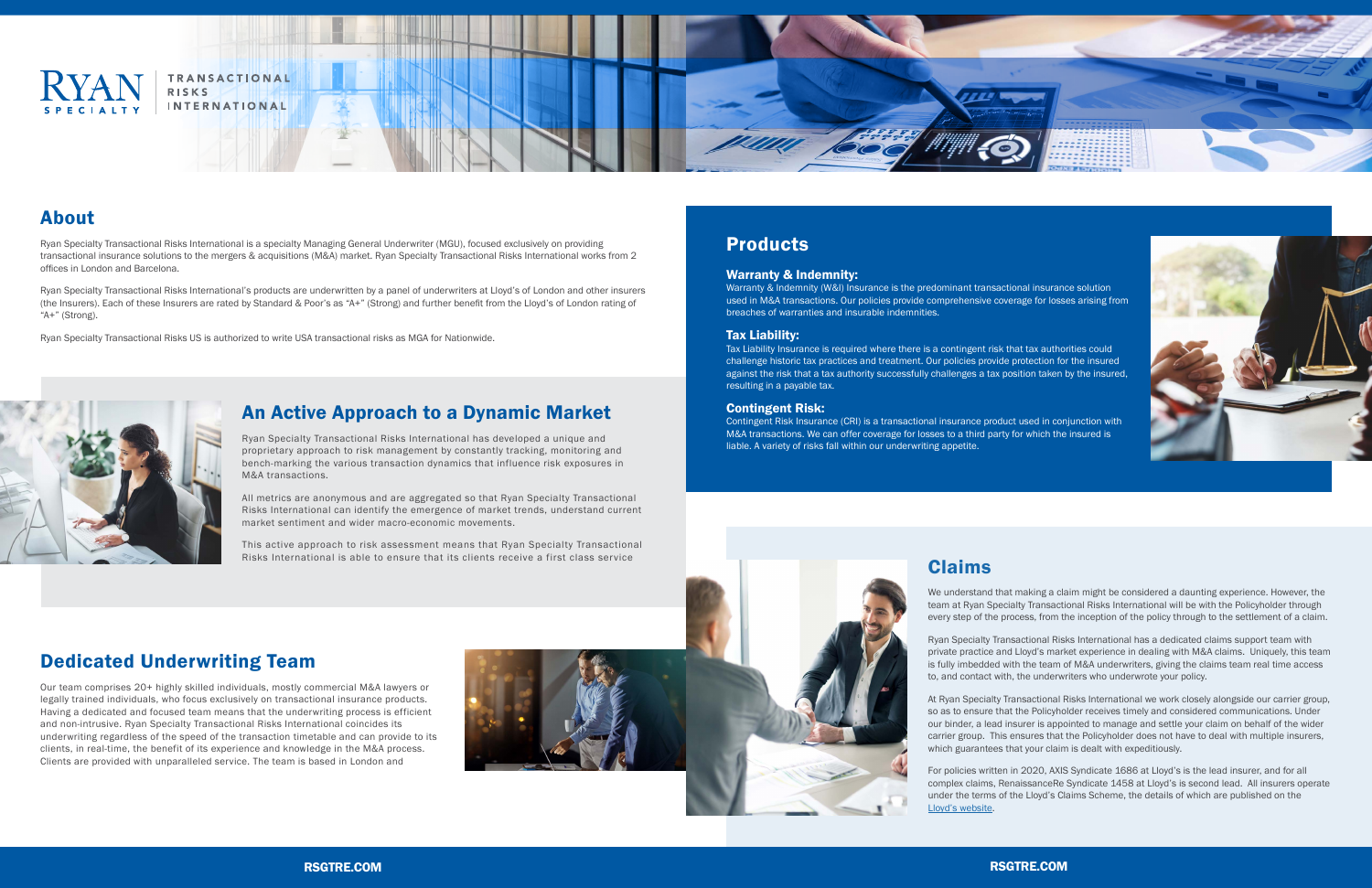RYAN SPECIALTY | TRANSACTIONAL RISKS INTERNATIONAL

## About

Ryan Specialty Transactional Risks International is a specialty Managing General Underwriter (MGU), focused exclusively on providing transactional insurance solutions to the mergers & acquisitions (M&A) market. Ryan Specialty Transactional Risks International works from 2 offices in London and Barcelona.

Ryan Specialty Transactional Risks International's products are underwritten by a panel of underwriters at Lloyd's of London and other insurers (the Insurers). Each of these Insurers are rated by Standard & Poor's as "A+" (Strong) and further benefit from the Lloyd's of London rating of "A+" (Strong).

Ryan Specialty Transactional Risks US is authorized to write USA transactional risks as MGA for Nationwide.

## An Active Approach to a Dynamic Market

Ryan Specialty Transactional Risks International has developed a unique and proprietary approach to risk management by constantly tracking, monitoring and bench-marking the various transaction dynamics that influence risk exposures in M&A transactions.

All metrics are anonymous and are aggregated so that Ryan Specialty Transactional Risks International can identify the emergence of market trends, understand current market sentiment and wider macro-economic movements.

This active approach to risk assessment means that Ryan Specialty Transactional Risks International is able to ensure that its clients receive a first class service

## Dedicated Underwriting Team

Our team comprises 20+ highly skilled individuals, mostly commercial M&A lawyers or legally trained individuals, who focus exclusively on transactional insurance products. Having a dedicated and focused team means that the underwriting process is efficient and non-intrusive. Ryan Specialty Transactional Risks International coincides its underwriting regardless of the speed of the transaction timetable and can provide to its clients, in real-time, the benefit of its experience and knowledge in the M&A process. Clients are provided with unparalleled service. The team is based in London and

## Products

### Warranty & Indemnity:

Warranty & Indemnity (W&I) Insurance is the predominant transactional insurance solution used in M&A transactions. Our policies provide comprehensive coverage for losses arising from breaches of warranties and insurable indemnities.

### Tax Liability:

Tax Liability Insurance is required where there is a contingent risk that tax authorities could challenge historic tax practices and treatment. Our policies provide protection for the insured against the risk that a tax authority successfully challenges a tax position taken by the insured, resulting in a payable tax.

### Contingent Risk:

Contingent Risk Insurance (CRI) is a transactional insurance product used in conjunction with M&A transactions. We can offer coverage for losses to a third party for which the insured is liable. A variety of risks fall within our underwriting appetite.

## Claims

We understand that making a claim might be considered a daunting experience. However, the team at Ryan Specialty Transactional Risks International will be with the Policyholder through every step of the process, from the inception of the policy through to the settlement of a claim.

Ryan Specialty Transactional Risks International has a dedicated claims support team with private practice and Lloyd's market experience in dealing with M&A claims. Uniquely, this team is fully imbedded with the team of M&A underwriters, giving the claims team real time access to, and contact with, the underwriters who underwrote your policy.

At Ryan Specialty Transactional Risks International we work closely alongside our carrier group, so as to ensure that the Policyholder receives timely and considered communications. Under our binder, a lead insurer is appointed to manage and settle your claim on behalf of the wider carrier group. This ensures that the Policyholder does not have to deal with multiple insurers, which guarantees that your claim is dealt with expeditiously.

For policies written in 2020, AXIS Syndicate 1686 at Lloyd's is the lead insurer, and for all complex claims, RenaissanceRe Syndicate 1458 at Lloyd's is second lead. All insurers operate under the terms of the Lloyd's Claims Scheme, the details of which are published on the Lloyd's website.

RSGTRE.COM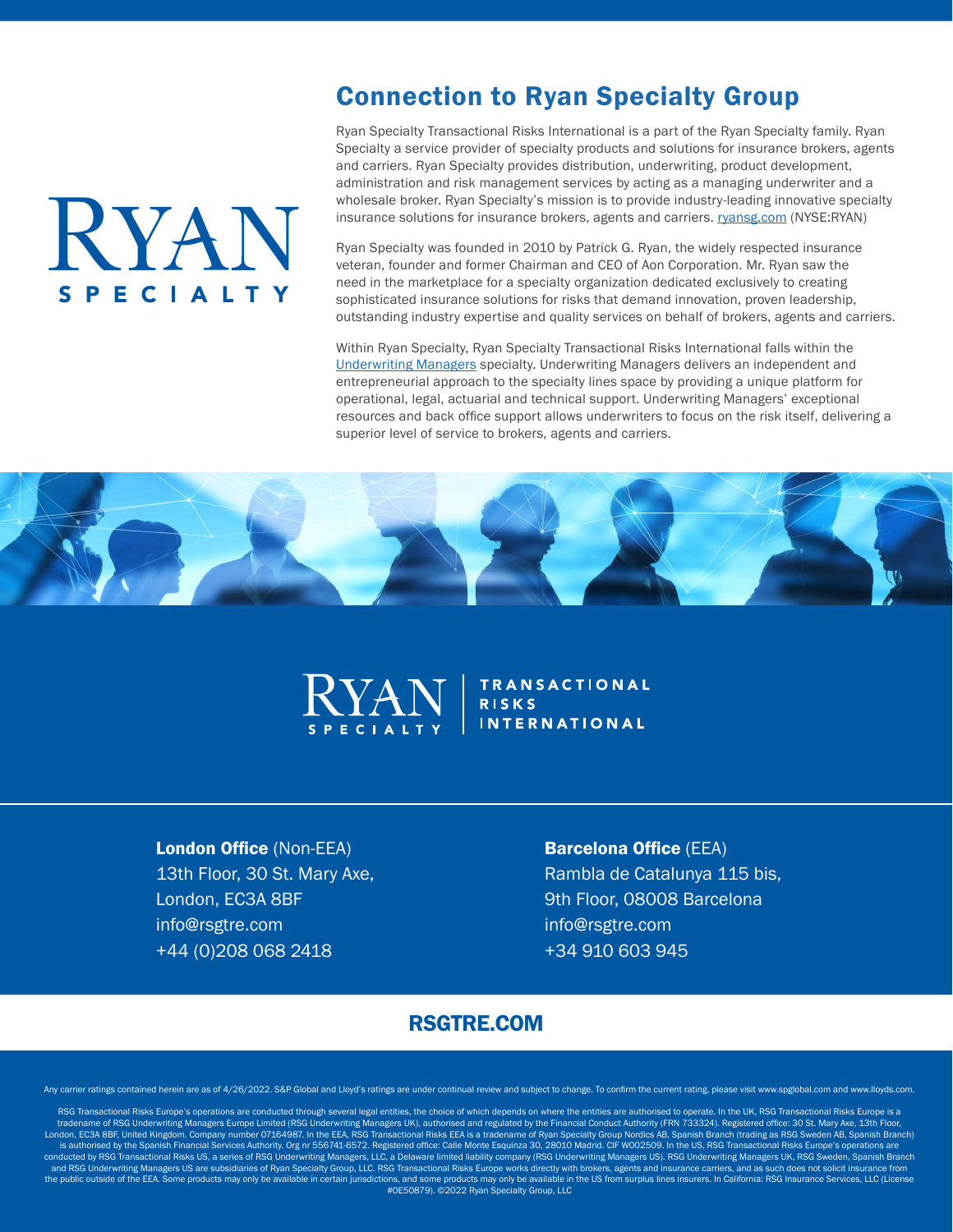## Connection to Ryan Specialty Group

Ryan Specialty Transactional Risks International is a part of the Ryan Specialty family. Ryan Specialty a service provider of specialty products and solutions for insurance brokers, agents and carriers. Ryan Specialty provides distribution, underwriting, product development, administration and risk management services by acting as a managing underwriter and a wholesale broker. Ryan Specialty's mission is to provide industry-leading innovative specialty insurance solutions for insurance brokers, agents and carriers. ryansg.com (NYSE:RYAN)

Ryan Specialty was founded in 2010 by Patrick G. Ryan, the widely respected insurance veteran, founder and former Chairman and CEO of Aon Corporation. Mr. Ryan saw the need in the marketplace for a specialty organization dedicated exclusively to creating sophisticated insurance solutions for risks that demand innovation, proven leadership, outstanding industry expertise and quality services on behalf of brokers, agents and carriers.

Within Ryan Specialty, Ryan Specialty Transactional Risks International falls within the Underwriting Managers specialty. Underwriting Managers delivers an independent and entrepreneurial approach to the specialty lines space by providing a unique platform for operational, legal, actuarial and technical support. Underwriting Managers' exceptional resources and back office support allows underwriters to focus on the risk itself, delivering a superior level of service to brokers, agents and carriers.

RYAN SPECIALTY | TRANSACTIONAL RISKS INTERNATIONAL

**London Office** (Non-EEA)
13th Floor, 30 St. Mary Axe,
London, EC3A 8BF
info@rsgtre.com
+44 (0)208 068 2418

**Barcelona Office** (EEA)
Rambla de Catalunya 115 bis,
9th Floor, 08008 Barcelona
info@rsgtre.com
+34 910 603 945

**RSGTRE.COM**

Any carrier ratings contained herein are as of 4/26/2022. S&P Global and Lloyd's ratings are under continual review and subject to change. To confirm the current rating, please visit www.spglobal.com and www.lloyds.com.

RSG Transactional Risks Europe's operations are conducted through several legal entities, the choice of which depends on where the entities are authorised to operate. In the UK, RSG Transactional Risks Europe is a tradename of RSG Underwriting Managers Europe Limited (RSG Underwriting Managers UK), authorised and regulated by the Financial Conduct Authority (FRN 733324). Registered office: 30 St. Mary Axe, 13th Floor, London, EC3A 8BF, United Kingdom. Company number 07164987. In the EEA, RSG Transactional Risks EEA is a tradename of Ryan Specialty Group Nordics AB, Spanish Branch (trading as RSG Sweden AB, Spanish Branch) is authorised by the Spanish Financial Services Authority. Org nr 556741-6572. Registered office: Calle Monte Esquinza 30, 28010 Madrid. CIF W002509. In the US, RSG Transactional Risks Europe's operations are conducted by RSG Transactional Risks US, a series of RSG Underwriting Managers, LLC, a Delaware limited liability company (RSG Underwriting Managers US). RSG Underwriting Managers UK, RSG Sweden, Spanish Branch and RSG Underwriting Managers US are subsidiaries of Ryan Specialty Group, LLC. RSG Transactional Risks Europe works directly with brokers, agents and insurance carriers, and as such does not solicit insurance from the public outside of the EEA. Some products may only be available in certain jurisdictions, and some products may only be available in the US from surplus lines insurers. In California: RSG Insurance Services, LLC (License #0E50879). ©2022 Ryan Specialty Group, LLC